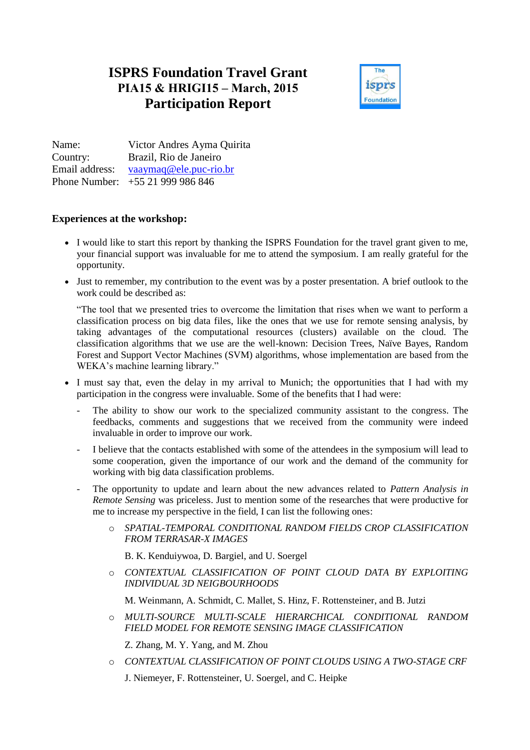# ISPRS Foundation Travel Grant
## PIA15 & HRIGI15 – March, 2015
## Participation Report

Name: Victor Andres Ayma Quirita
Country: Brazil, Rio de Janeiro
Email address: vaaymaq@ele.puc-rio.br
Phone Number: +55 21 999 986 846

**Experiences at the workshop:**

- I would like to start this report by thanking the ISPRS Foundation for the travel grant given to me, your financial support was invaluable for me to attend the symposium. I am really grateful for the opportunity.
- Just to remember, my contribution to the event was by a poster presentation. A brief outlook to the work could be described as:

  "The tool that we presented tries to overcome the limitation that rises when we want to perform a classification process on big data files, like the ones that we use for remote sensing analysis, by taking advantages of the computational resources (clusters) available on the cloud. The classification algorithms that we use are the well-known: Decision Trees, Naïve Bayes, Random Forest and Support Vector Machines (SVM) algorithms, whose implementation are based from the WEKA's machine learning library."

- I must say that, even the delay in my arrival to Munich; the opportunities that I had with my participation in the congress were invaluable. Some of the benefits that I had were:
  - The ability to show our work to the specialized community assistant to the congress. The feedbacks, comments and suggestions that we received from the community were indeed invaluable in order to improve our work.
  - I believe that the contacts established with some of the attendees in the symposium will lead to some cooperation, given the importance of our work and the demand of the community for working with big data classification problems.
  - The opportunity to update and learn about the new advances related to *Pattern Analysis in Remote Sensing* was priceless. Just to mention some of the researches that were productive for me to increase my perspective in the field, I can list the following ones:
    - *SPATIAL-TEMPORAL CONDITIONAL RANDOM FIELDS CROP CLASSIFICATION FROM TERRASAR-X IMAGES*

      B. K. Kenduiywoa, D. Bargiel, and U. Soergel
    - *CONTEXTUAL CLASSIFICATION OF POINT CLOUD DATA BY EXPLOITING INDIVIDUAL 3D NEIGBOURHOODS*

      M. Weinmann, A. Schmidt, C. Mallet, S. Hinz, F. Rottensteiner, and B. Jutzi
    - *MULTI-SOURCE MULTI-SCALE HIERARCHICAL CONDITIONAL RANDOM FIELD MODEL FOR REMOTE SENSING IMAGE CLASSIFICATION*

      Z. Zhang, M. Y. Yang, and M. Zhou
    - *CONTEXTUAL CLASSIFICATION OF POINT CLOUDS USING A TWO-STAGE CRF*

      J. Niemeyer, F. Rottensteiner, U. Soergel, and C. Heipke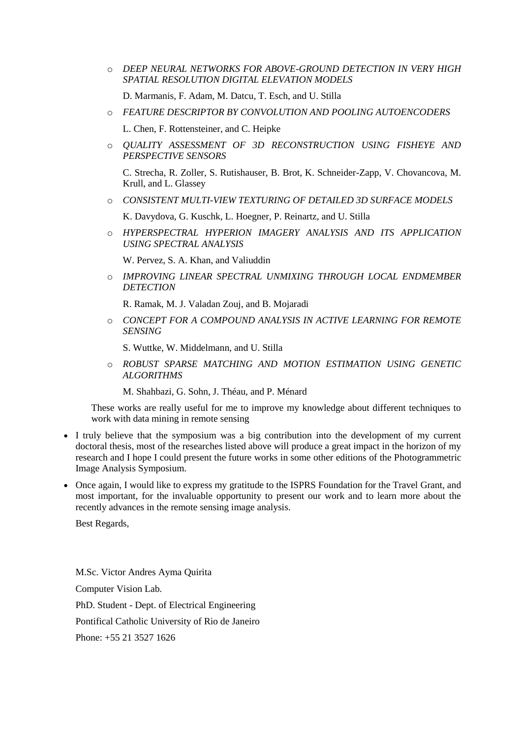- *DEEP NEURAL NETWORKS FOR ABOVE-GROUND DETECTION IN VERY HIGH SPATIAL RESOLUTION DIGITAL ELEVATION MODELS*

  D. Marmanis, F. Adam, M. Datcu, T. Esch, and U. Stilla

- *FEATURE DESCRIPTOR BY CONVOLUTION AND POOLING AUTOENCODERS*

  L. Chen, F. Rottensteiner, and C. Heipke

- *QUALITY ASSESSMENT OF 3D RECONSTRUCTION USING FISHEYE AND PERSPECTIVE SENSORS*

  C. Strecha, R. Zoller, S. Rutishauser, B. Brot, K. Schneider-Zapp, V. Chovancova, M. Krull, and L. Glassey

- *CONSISTENT MULTI-VIEW TEXTURING OF DETAILED 3D SURFACE MODELS*

  K. Davydova, G. Kuschk, L. Hoegner, P. Reinartz, and U. Stilla

- *HYPERSPECTRAL HYPERION IMAGERY ANALYSIS AND ITS APPLICATION USING SPECTRAL ANALYSIS*

  W. Pervez, S. A. Khan, and Valiuddin

- *IMPROVING LINEAR SPECTRAL UNMIXING THROUGH LOCAL ENDMEMBER DETECTION*

  R. Ramak, M. J. Valadan Zouj, and B. Mojaradi

- *CONCEPT FOR A COMPOUND ANALYSIS IN ACTIVE LEARNING FOR REMOTE SENSING*

  S. Wuttke, W. Middelmann, and U. Stilla

- *ROBUST SPARSE MATCHING AND MOTION ESTIMATION USING GENETIC ALGORITHMS*

  M. Shahbazi, G. Sohn, J. Théau, and P. Ménard

These works are really useful for me to improve my knowledge about different techniques to work with data mining in remote sensing

- I truly believe that the symposium was a big contribution into the development of my current doctoral thesis, most of the researches listed above will produce a great impact in the horizon of my research and I hope I could present the future works in some other editions of the Photogrammetric Image Analysis Symposium.
- Once again, I would like to express my gratitude to the ISPRS Foundation for the Travel Grant, and most important, for the invaluable opportunity to present our work and to learn more about the recently advances in the remote sensing image analysis.

Best Regards,

M.Sc. Victor Andres Ayma Quirita

Computer Vision Lab.

PhD. Student - Dept. of Electrical Engineering

Pontifical Catholic University of Rio de Janeiro

Phone: +55 21 3527 1626